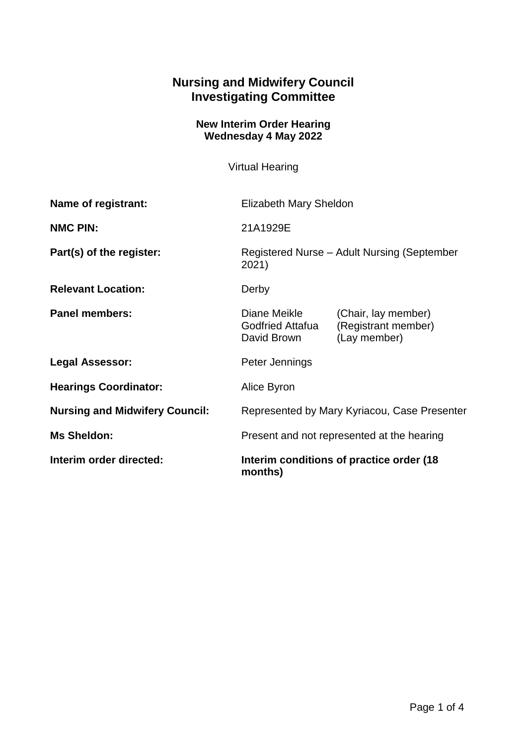# Nursing and Midwifery Council
# Investigating Committee

### New Interim Order Hearing
### Wednesday 4 May 2022

Virtual Hearing

**Name of registrant:** Elizabeth Mary Sheldon

**NMC PIN:** 21A1929E

**Part(s) of the register:** Registered Nurse – Adult Nursing (September 2021)

**Relevant Location:** Derby

**Panel members:**

| | |
|---|---|
| Diane Meikle | (Chair, lay member) |
| Godfried Attafua | (Registrant member) |
| David Brown | (Lay member) |

**Legal Assessor:** Peter Jennings

**Hearings Coordinator:** Alice Byron

**Nursing and Midwifery Council:** Represented by Mary Kyriacou, Case Presenter

**Ms Sheldon:** Present and not represented at the hearing

**Interim order directed:** **Interim conditions of practice order (18 months)**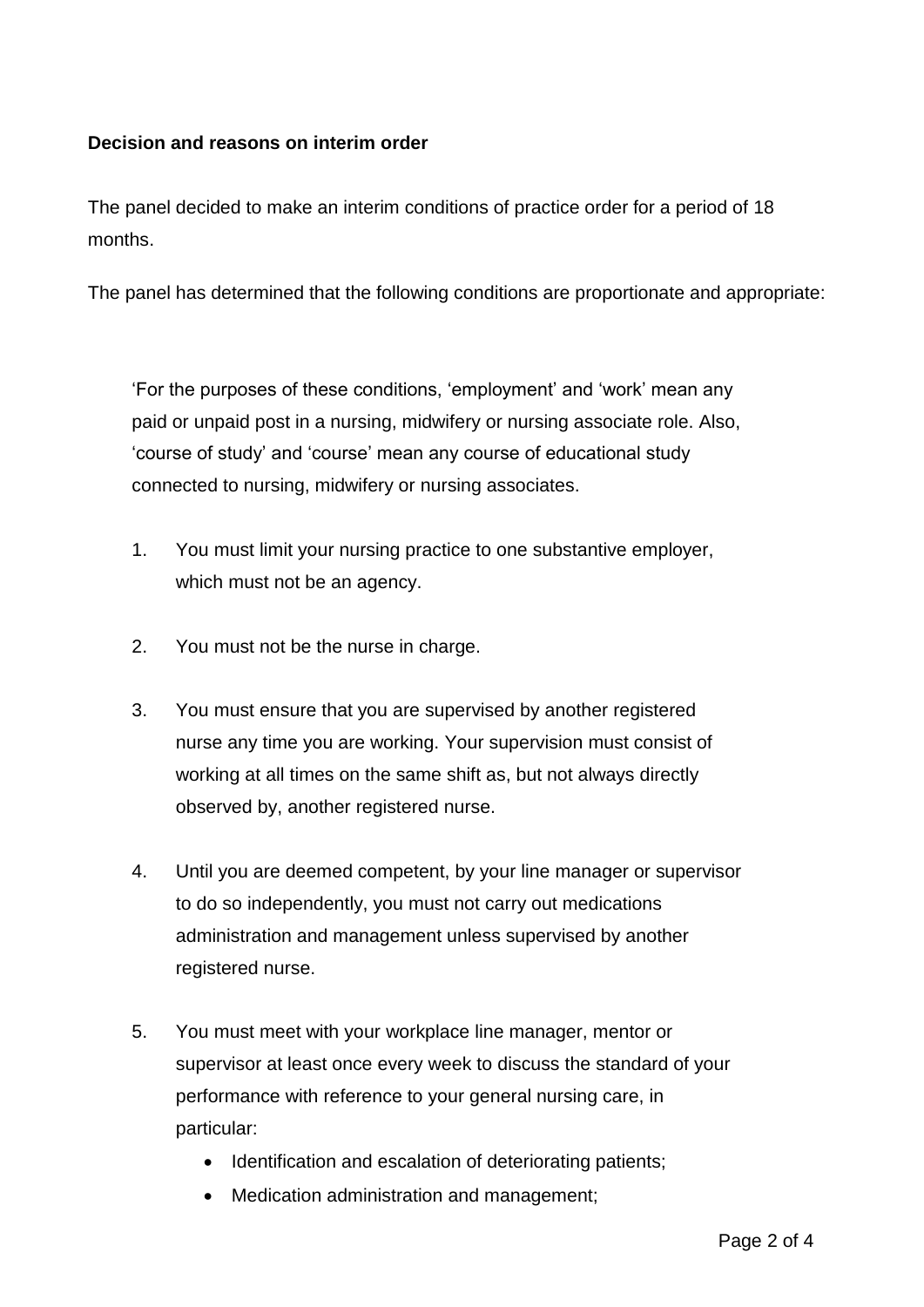**Decision and reasons on interim order**

The panel decided to make an interim conditions of practice order for a period of 18 months.

The panel has determined that the following conditions are proportionate and appropriate:

> 'For the purposes of these conditions, 'employment' and 'work' mean any paid or unpaid post in a nursing, midwifery or nursing associate role. Also, 'course of study' and 'course' mean any course of educational study connected to nursing, midwifery or nursing associates.
>
> 1. You must limit your nursing practice to one substantive employer, which must not be an agency.
>
> 2. You must not be the nurse in charge.
>
> 3. You must ensure that you are supervised by another registered nurse any time you are working. Your supervision must consist of working at all times on the same shift as, but not always directly observed by, another registered nurse.
>
> 4. Until you are deemed competent, by your line manager or supervisor to do so independently, you must not carry out medications administration and management unless supervised by another registered nurse.
>
> 5. You must meet with your workplace line manager, mentor or supervisor at least once every week to discuss the standard of your performance with reference to your general nursing care, in particular:
>     - Identification and escalation of deteriorating patients;
>     - Medication administration and management;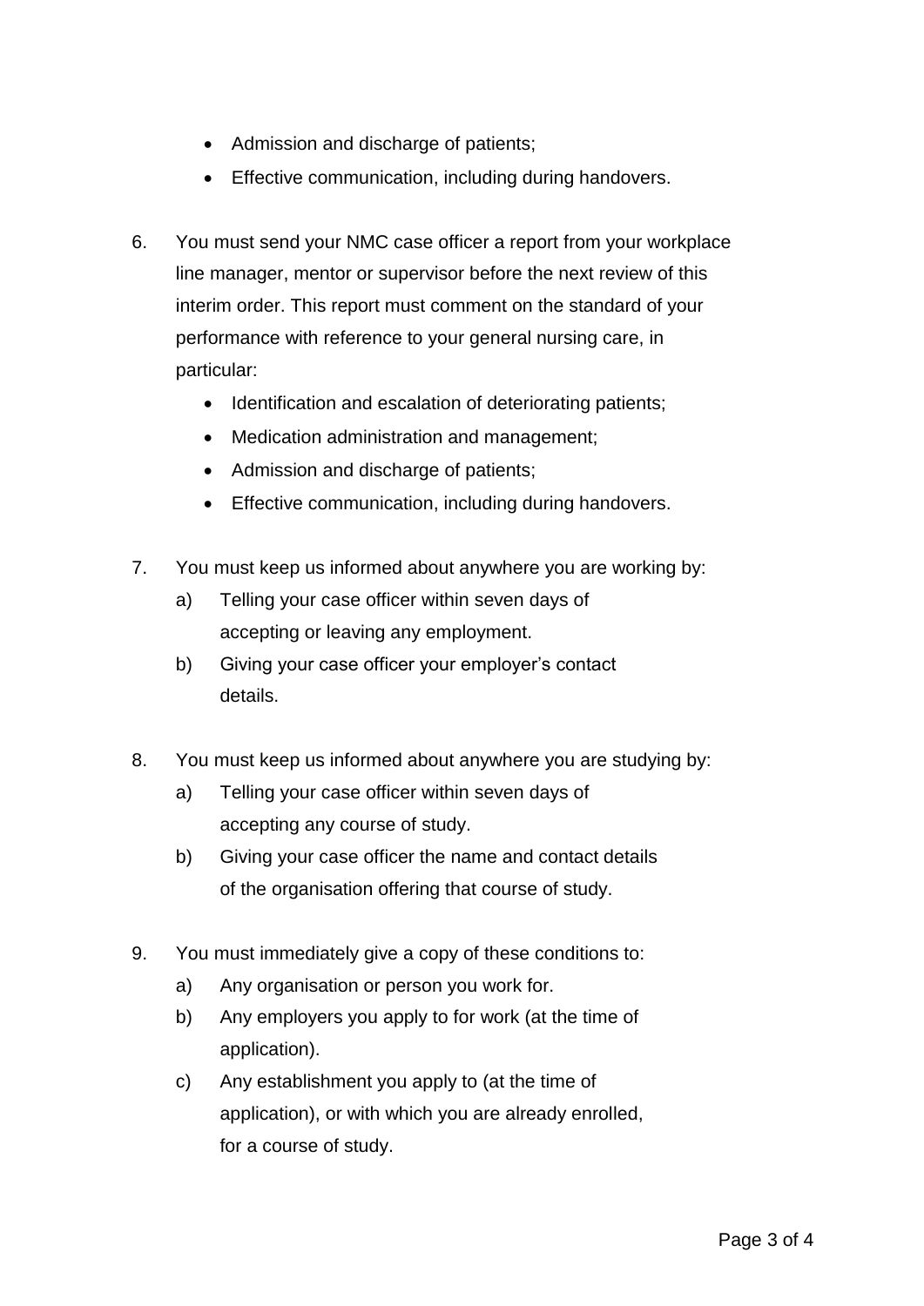- Admission and discharge of patients;
- Effective communication, including during handovers.

6. You must send your NMC case officer a report from your workplace line manager, mentor or supervisor before the next review of this interim order. This report must comment on the standard of your performance with reference to your general nursing care, in particular:
    - Identification and escalation of deteriorating patients;
    - Medication administration and management;
    - Admission and discharge of patients;
    - Effective communication, including during handovers.

7. You must keep us informed about anywhere you are working by:
    a) Telling your case officer within seven days of accepting or leaving any employment.
    b) Giving your case officer your employer's contact details.

8. You must keep us informed about anywhere you are studying by:
    a) Telling your case officer within seven days of accepting any course of study.
    b) Giving your case officer the name and contact details of the organisation offering that course of study.

9. You must immediately give a copy of these conditions to:
    a) Any organisation or person you work for.
    b) Any employers you apply to for work (at the time of application).
    c) Any establishment you apply to (at the time of application), or with which you are already enrolled, for a course of study.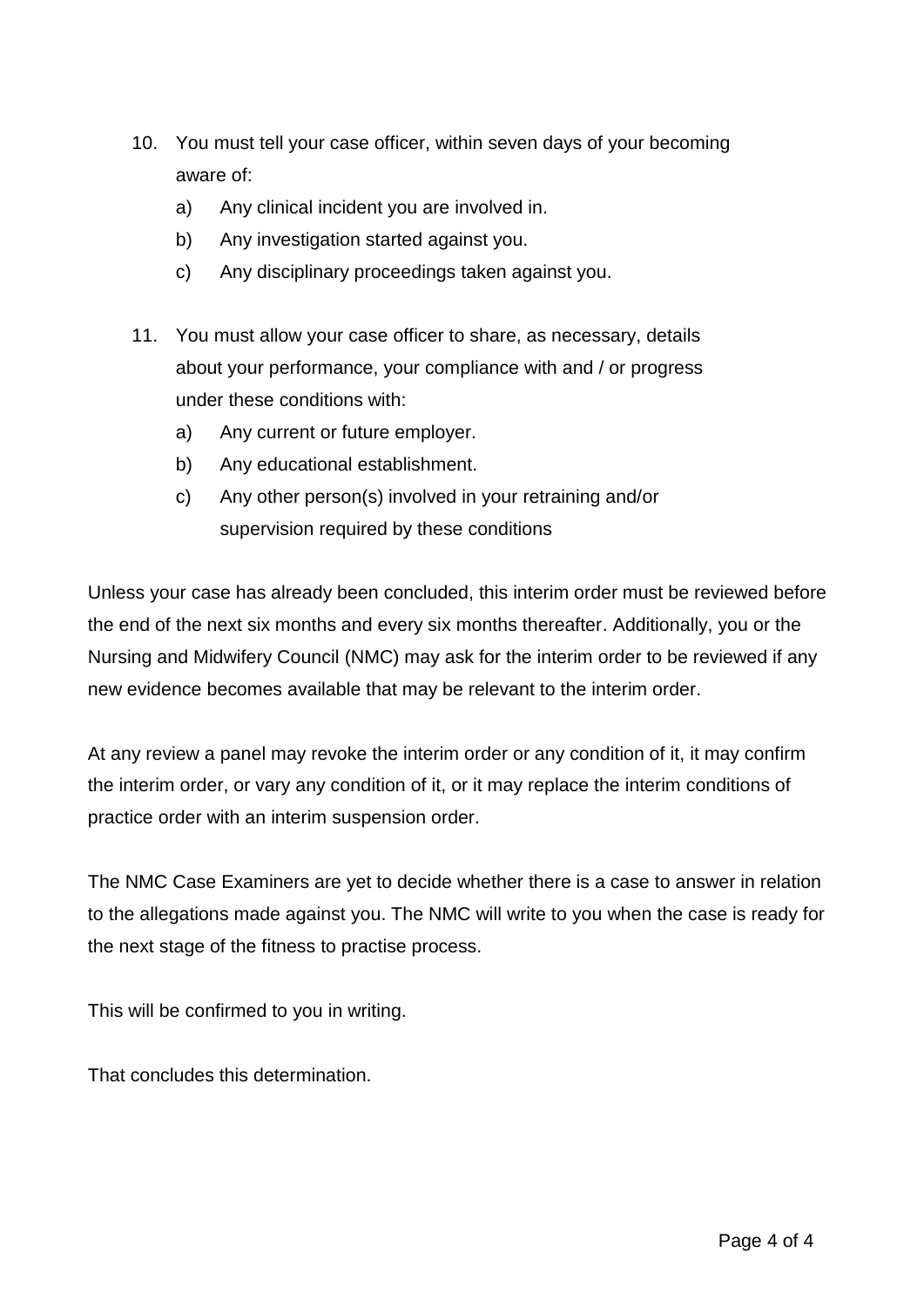10. You must tell your case officer, within seven days of your becoming aware of:
    a) Any clinical incident you are involved in.
    b) Any investigation started against you.
    c) Any disciplinary proceedings taken against you.

11. You must allow your case officer to share, as necessary, details about your performance, your compliance with and / or progress under these conditions with:
    a) Any current or future employer.
    b) Any educational establishment.
    c) Any other person(s) involved in your retraining and/or supervision required by these conditions

Unless your case has already been concluded, this interim order must be reviewed before the end of the next six months and every six months thereafter. Additionally, you or the Nursing and Midwifery Council (NMC) may ask for the interim order to be reviewed if any new evidence becomes available that may be relevant to the interim order.

At any review a panel may revoke the interim order or any condition of it, it may confirm the interim order, or vary any condition of it, or it may replace the interim conditions of practice order with an interim suspension order.

The NMC Case Examiners are yet to decide whether there is a case to answer in relation to the allegations made against you. The NMC will write to you when the case is ready for the next stage of the fitness to practise process.

This will be confirmed to you in writing.

That concludes this determination.